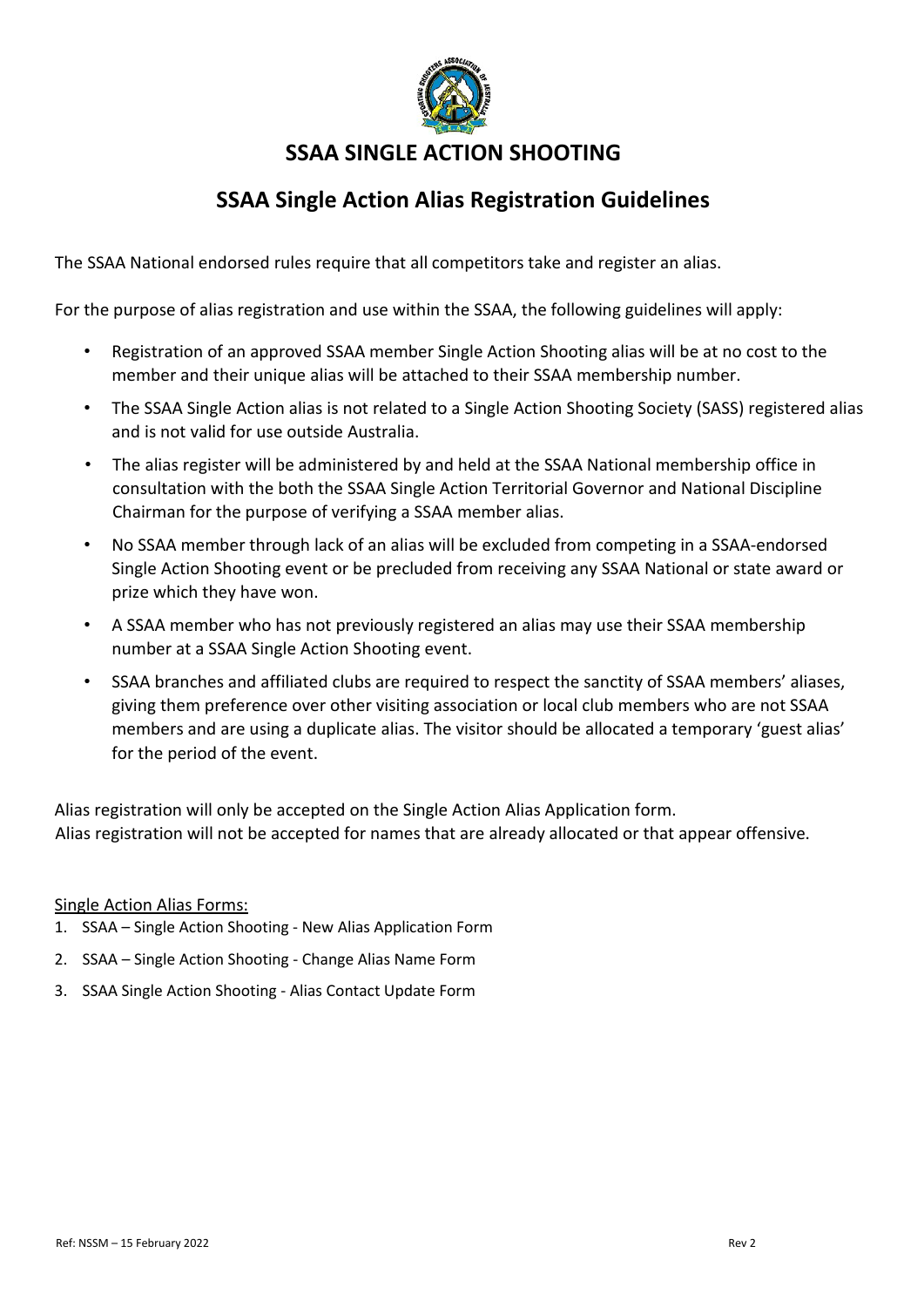# SSAA SINGLE ACTION SHOOTING

## SSAA Single Action Alias Registration Guidelines

The SSAA National endorsed rules require that all competitors take and register an alias.

For the purpose of alias registration and use within the SSAA, the following guidelines will apply:

- Registration of an approved SSAA member Single Action Shooting alias will be at no cost to the member and their unique alias will be attached to their SSAA membership number.
- The SSAA Single Action alias is not related to a Single Action Shooting Society (SASS) registered alias and is not valid for use outside Australia.
- The alias register will be administered by and held at the SSAA National membership office in consultation with the both the SSAA Single Action Territorial Governor and National Discipline Chairman for the purpose of verifying a SSAA member alias.
- No SSAA member through lack of an alias will be excluded from competing in a SSAA-endorsed Single Action Shooting event or be precluded from receiving any SSAA National or state award or prize which they have won.
- A SSAA member who has not previously registered an alias may use their SSAA membership number at a SSAA Single Action Shooting event.
- SSAA branches and affiliated clubs are required to respect the sanctity of SSAA members' aliases, giving them preference over other visiting association or local club members who are not SSAA members and are using a duplicate alias. The visitor should be allocated a temporary 'guest alias' for the period of the event.

Alias registration will only be accepted on the Single Action Alias Application form.
Alias registration will not be accepted for names that are already allocated or that appear offensive.

Single Action Alias Forms:

1. SSAA – Single Action Shooting - New Alias Application Form
2. SSAA – Single Action Shooting - Change Alias Name Form
3. SSAA Single Action Shooting - Alias Contact Update Form

Ref: NSSM – 15 February 2022 Rev 2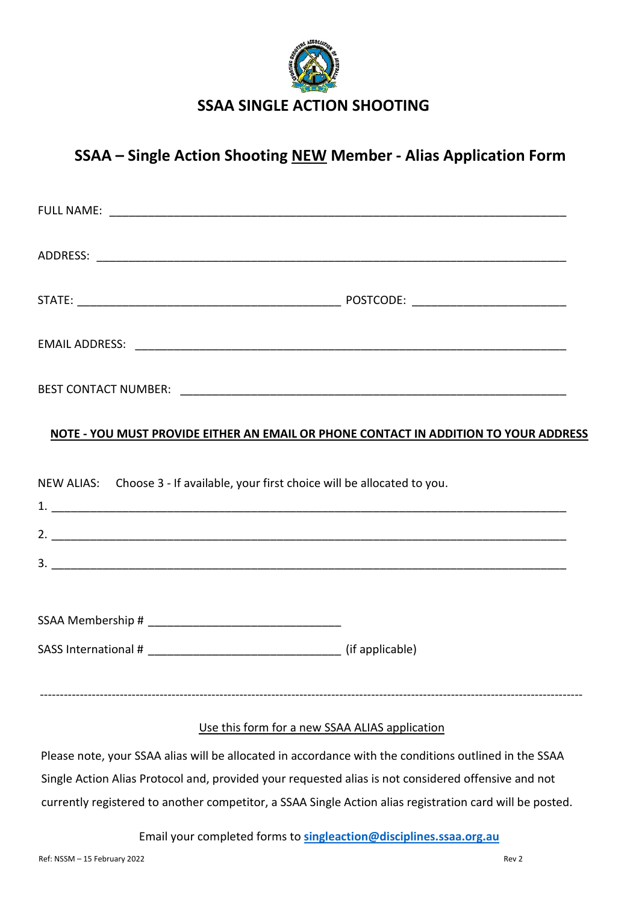## SSAA SINGLE ACTION SHOOTING

# SSAA – Single Action Shooting <u>NEW</u> Member - Alias Application Form

FULL NAME: ___________________________________________________________________

ADDRESS: _____________________________________________________________________

STATE: ________________________________________ POSTCODE: _______________________

EMAIL ADDRESS: _______________________________________________________________

BEST CONTACT NUMBER: _________________________________________________________

**<u>NOTE - YOU MUST PROVIDE EITHER AN EMAIL OR PHONE CONTACT IN ADDITION TO YOUR ADDRESS</u>**

NEW ALIAS: Choose 3 - If available, your first choice will be allocated to you.

1. ____________________________________________________________________________

2. ____________________________________________________________________________

3. ____________________________________________________________________________

SSAA Membership # _____________________________

SASS International # _____________________________ (if applicable)

---

<u>Use this form for a new SSAA ALIAS application</u>

Please note, your SSAA alias will be allocated in accordance with the conditions outlined in the SSAA Single Action Alias Protocol and, provided your requested alias is not considered offensive and not currently registered to another competitor, a SSAA Single Action alias registration card will be posted.

Email your completed forms to **singleaction@disciplines.ssaa.org.au**

Ref: NSSM – 15 February 2022

Rev 2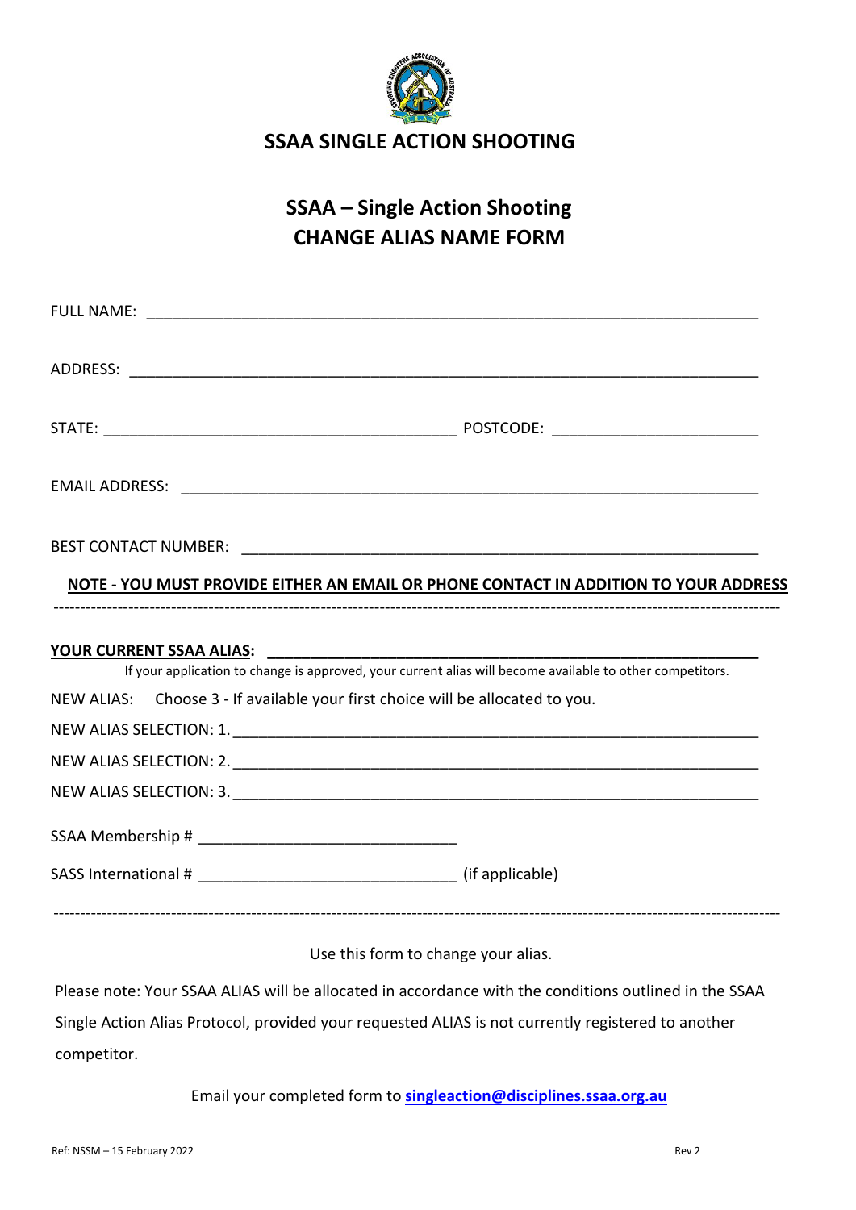# SSAA SINGLE ACTION SHOOTING

## SSAA – Single Action Shooting
## CHANGE ALIAS NAME FORM

FULL NAME: ____________________________________________________________

ADDRESS: ____________________________________________________________

STATE: ________________________________ POSTCODE: ____________________

EMAIL ADDRESS: ______________________________________________________

BEST CONTACT NUMBER: ________________________________________________

**NOTE - YOU MUST PROVIDE EITHER AN EMAIL OR PHONE CONTACT IN ADDITION TO YOUR ADDRESS**

---

**YOUR CURRENT SSAA ALIAS:** ________________________________________________

If your application to change is approved, your current alias will become available to other competitors.

NEW ALIAS: Choose 3 - If available your first choice will be allocated to you.

NEW ALIAS SELECTION: 1. ______________________________________________

NEW ALIAS SELECTION: 2. ______________________________________________

NEW ALIAS SELECTION: 3. ______________________________________________

SSAA Membership # ______________________

SASS International # ______________________ (if applicable)

---

Use this form to change your alias.

Please note: Your SSAA ALIAS will be allocated in accordance with the conditions outlined in the SSAA Single Action Alias Protocol, provided your requested ALIAS is not currently registered to another competitor.

Email your completed form to **singleaction@disciplines.ssaa.org.au**

Ref: NSSM – 15 February 2022 Rev 2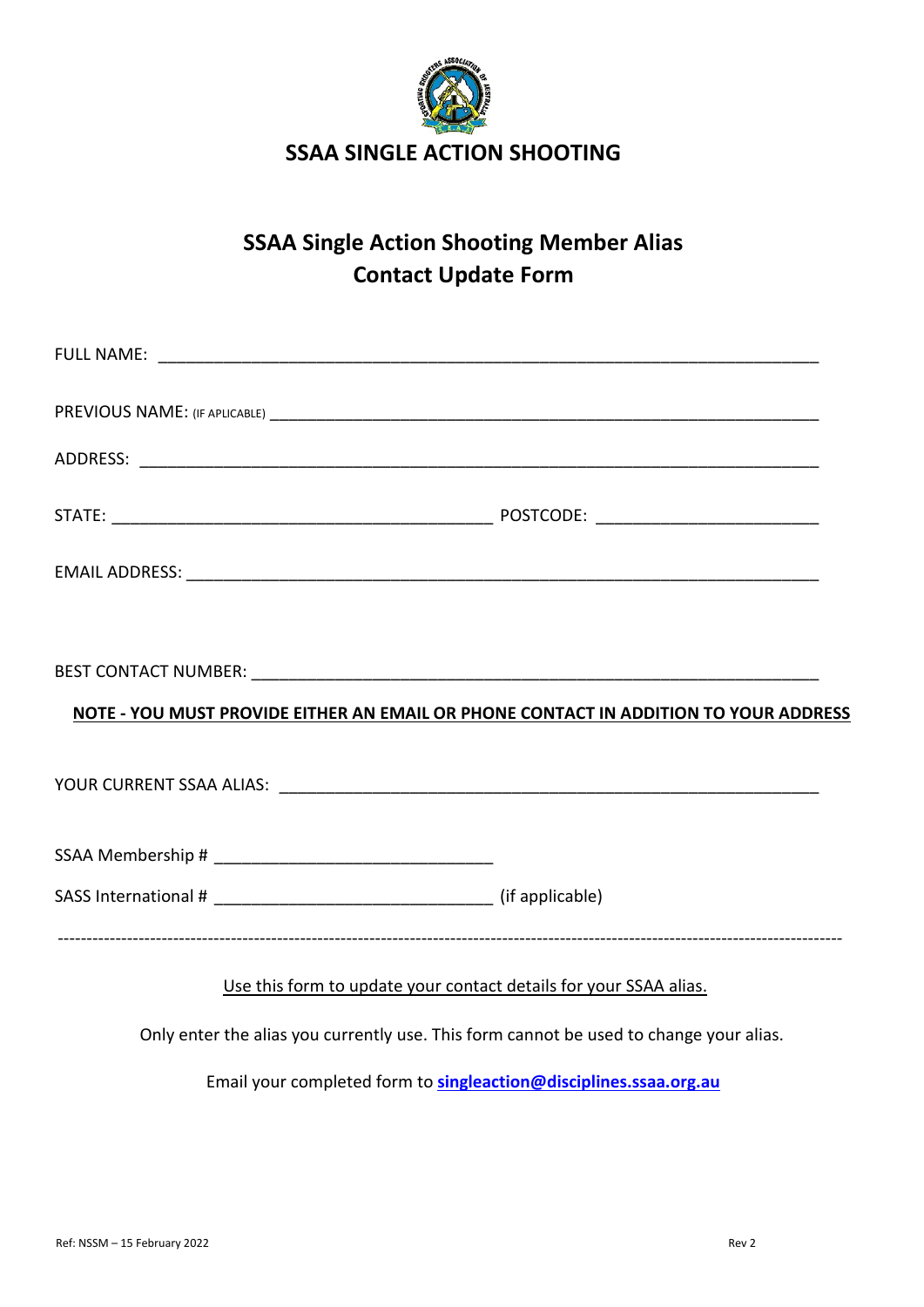## SSAA SINGLE ACTION SHOOTING

# SSAA Single Action Shooting Member Alias Contact Update Form

FULL NAME: ____________________________________________________________________

PREVIOUS NAME: (IF APLICABLE) ____________________________________________________________

ADDRESS: ______________________________________________________________________

STATE: ________________________________________ POSTCODE: ______________________

EMAIL ADDRESS: _________________________________________________________________

BEST CONTACT NUMBER: ___________________________________________________________

**NOTE - YOU MUST PROVIDE EITHER AN EMAIL OR PHONE CONTACT IN ADDITION TO YOUR ADDRESS**

YOUR CURRENT SSAA ALIAS: _______________________________________________________

SSAA Membership # _____________________________

SASS International # _____________________________ (if applicable)

---

Use this form to update your contact details for your SSAA alias.

Only enter the alias you currently use. This form cannot be used to change your alias.

Email your completed form to **singleaction@disciplines.ssaa.org.au**

Ref: NSSM – 15 February 2022

Rev 2